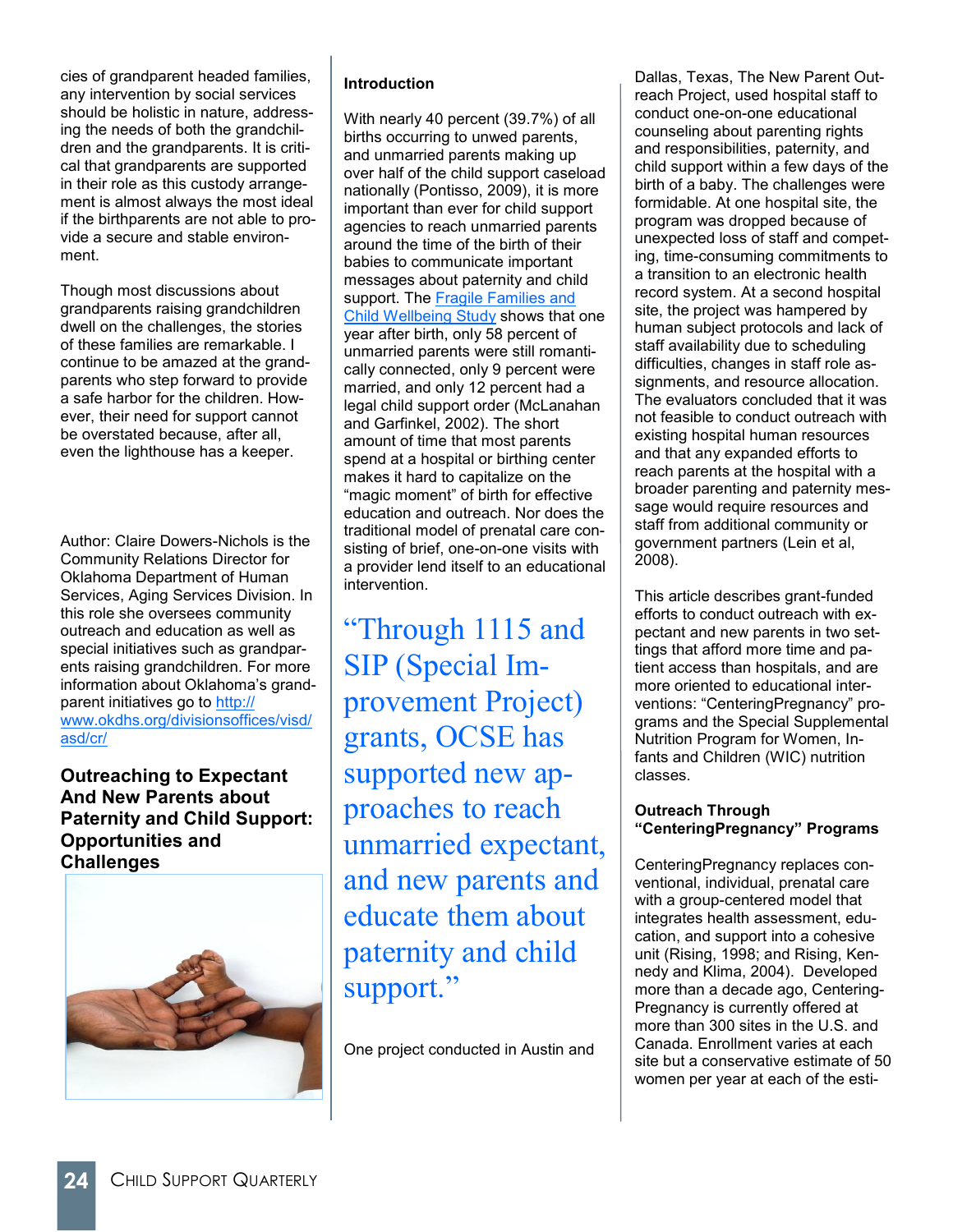cies of grandparent headed families, any intervention by social services should be holistic in nature, addressing the needs of both the grandchildren and the grandparents. It is critical that grandparents are supported in their role as this custody arrangement is almost always the most ideal if the birthparents are not able to provide a secure and stable environment.

Though most discussions about grandparents raising grandchildren dwell on the challenges, the stories of these families are remarkable. I continue to be amazed at the grandparents who step forward to provide a safe harbor for the children. However, their need for support cannot be overstated because, after all, even the lighthouse has a keeper.

Author: Claire Dowers-Nichols is the Community Relations Director for Oklahoma Department of Human Services, Aging Services Division. In this role she oversees community outreach and education as well as special initiatives such as grandparents raising grandchildren. For more information about Oklahoma's grandparent initiatives go to http://www.okdhs.org/divisionsoffices/visd/asd/cr/

## Outreaching to Expectant And New Parents about Paternity and Child Support: Opportunities and Challenges

### Introduction

With nearly 40 percent (39.7%) of all births occurring to unwed parents, and unmarried parents making up over half of the child support caseload nationally (Pontisso, 2009), it is more important than ever for child support agencies to reach unmarried parents around the time of the birth of their babies to communicate important messages about paternity and child support. The Fragile Families and Child Wellbeing Study shows that one year after birth, only 58 percent of unmarried parents were still romantically connected, only 9 percent were married, and only 12 percent had a legal child support order (McLanahan and Garfinkel, 2002). The short amount of time that most parents spend at a hospital or birthing center makes it hard to capitalize on the "magic moment" of birth for effective education and outreach. Nor does the traditional model of prenatal care consisting of brief, one-on-one visits with a provider lend itself to an educational intervention.

> "Through 1115 and SIP (Special Improvement Project) grants, OCSE has supported new approaches to reach unmarried expectant, and new parents and educate them about paternity and child support."

One project conducted in Austin and Dallas, Texas, The New Parent Outreach Project, used hospital staff to conduct one-on-one educational counseling about parenting rights and responsibilities, paternity, and child support within a few days of the birth of a baby. The challenges were formidable. At one hospital site, the program was dropped because of unexpected loss of staff and competing, time-consuming commitments to a transition to an electronic health record system. At a second hospital site, the project was hampered by human subject protocols and lack of staff availability due to scheduling difficulties, changes in staff role assignments, and resource allocation. The evaluators concluded that it was not feasible to conduct outreach with existing hospital human resources and that any expanded efforts to reach parents at the hospital with a broader parenting and paternity message would require resources and staff from additional community or government partners (Lein et al, 2008).

This article describes grant-funded efforts to conduct outreach with expectant and new parents in two settings that afford more time and patient access than hospitals, and are more oriented to educational interventions: "CenteringPregnancy" programs and the Special Supplemental Nutrition Program for Women, Infants and Children (WIC) nutrition classes.

### Outreach Through "CenteringPregnancy" Programs

CenteringPregnancy replaces conventional, individual, prenatal care with a group-centered model that integrates health assessment, education, and support into a cohesive unit (Rising, 1998; and Rising, Kennedy and Klima, 2004). Developed more than a decade ago, CenteringPregnancy is currently offered at more than 300 sites in the U.S. and Canada. Enrollment varies at each site but a conservative estimate of 50 women per year at each of the esti-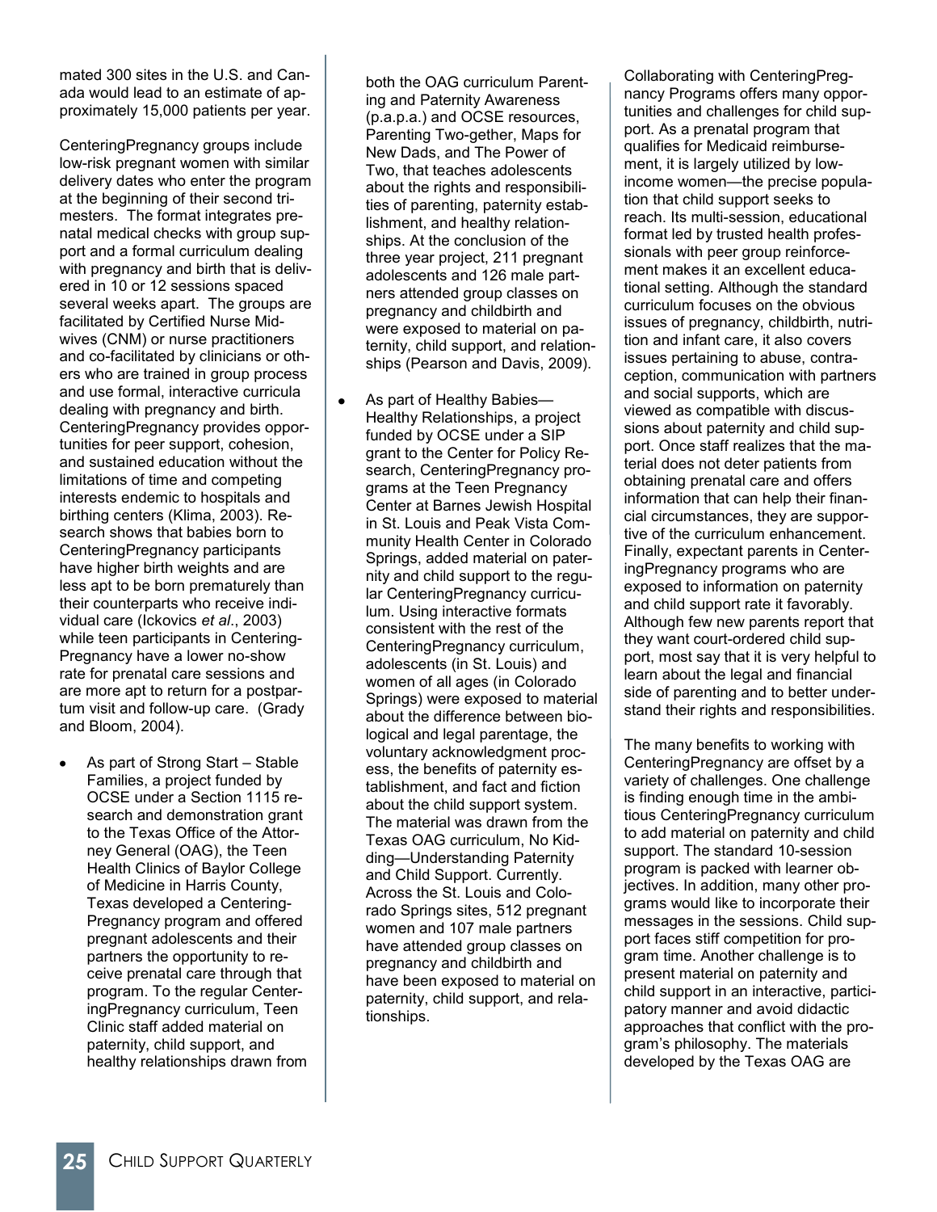mated 300 sites in the U.S. and Canada would lead to an estimate of approximately 15,000 patients per year.

CenteringPregnancy groups include low-risk pregnant women with similar delivery dates who enter the program at the beginning of their second trimesters. The format integrates prenatal medical checks with group support and a formal curriculum dealing with pregnancy and birth that is delivered in 10 or 12 sessions spaced several weeks apart. The groups are facilitated by Certified Nurse Midwives (CNM) or nurse practitioners and co-facilitated by clinicians or others who are trained in group process and use formal, interactive curricula dealing with pregnancy and birth. CenteringPregnancy provides opportunities for peer support, cohesion, and sustained education without the limitations of time and competing interests endemic to hospitals and birthing centers (Klima, 2003). Research shows that babies born to CenteringPregnancy participants have higher birth weights and are less apt to be born prematurely than their counterparts who receive individual care (Ickovics *et al*., 2003) while teen participants in CenteringPregnancy have a lower no-show rate for prenatal care sessions and are more apt to return for a postpartum visit and follow-up care. (Grady and Bloom, 2004).

- As part of Strong Start – Stable Families, a project funded by OCSE under a Section 1115 research and demonstration grant to the Texas Office of the Attorney General (OAG), the Teen Health Clinics of Baylor College of Medicine in Harris County, Texas developed a CenteringPregnancy program and offered pregnant adolescents and their partners the opportunity to receive prenatal care through that program. To the regular CenteringPregnancy curriculum, Teen Clinic staff added material on paternity, child support, and healthy relationships drawn from both the OAG curriculum Parenting and Paternity Awareness (p.a.p.a.) and OCSE resources, Parenting Two-gether, Maps for New Dads, and The Power of Two, that teaches adolescents about the rights and responsibilities of parenting, paternity establishment, and healthy relationships. At the conclusion of the three year project, 211 pregnant adolescents and 126 male partners attended group classes on pregnancy and childbirth and were exposed to material on paternity, child support, and relationships (Pearson and Davis, 2009).
- As part of Healthy Babies—Healthy Relationships, a project funded by OCSE under a SIP grant to the Center for Policy Research, CenteringPregnancy programs at the Teen Pregnancy Center at Barnes Jewish Hospital in St. Louis and Peak Vista Community Health Center in Colorado Springs, added material on paternity and child support to the regular CenteringPregnancy curriculum. Using interactive formats consistent with the rest of the CenteringPregnancy curriculum, adolescents (in St. Louis) and women of all ages (in Colorado Springs) were exposed to material about the difference between biological and legal parentage, the voluntary acknowledgment process, the benefits of paternity establishment, and fact and fiction about the child support system. The material was drawn from the Texas OAG curriculum, No Kidding—Understanding Paternity and Child Support. Currently. Across the St. Louis and Colorado Springs sites, 512 pregnant women and 107 male partners have attended group classes on pregnancy and childbirth and have been exposed to material on paternity, child support, and relationships.

Collaborating with CenteringPregnancy Programs offers many opportunities and challenges for child support. As a prenatal program that qualifies for Medicaid reimbursement, it is largely utilized by low-income women—the precise population that child support seeks to reach. Its multi-session, educational format led by trusted health professionals with peer group reinforcement makes it an excellent educational setting. Although the standard curriculum focuses on the obvious issues of pregnancy, childbirth, nutrition and infant care, it also covers issues pertaining to abuse, contraception, communication with partners and social supports, which are viewed as compatible with discussions about paternity and child support. Once staff realizes that the material does not deter patients from obtaining prenatal care and offers information that can help their financial circumstances, they are supportive of the curriculum enhancement. Finally, expectant parents in CenteringPregnancy programs who are exposed to information on paternity and child support rate it favorably. Although few new parents report that they want court-ordered child support, most say that it is very helpful to learn about the legal and financial side of parenting and to better understand their rights and responsibilities.

The many benefits to working with CenteringPregnancy are offset by a variety of challenges. One challenge is finding enough time in the ambitious CenteringPregnancy curriculum to add material on paternity and child support. The standard 10-session program is packed with learner objectives. In addition, many other programs would like to incorporate their messages in the sessions. Child support faces stiff competition for program time. Another challenge is to present material on paternity and child support in an interactive, participatory manner and avoid didactic approaches that conflict with the program's philosophy. The materials developed by the Texas OAG are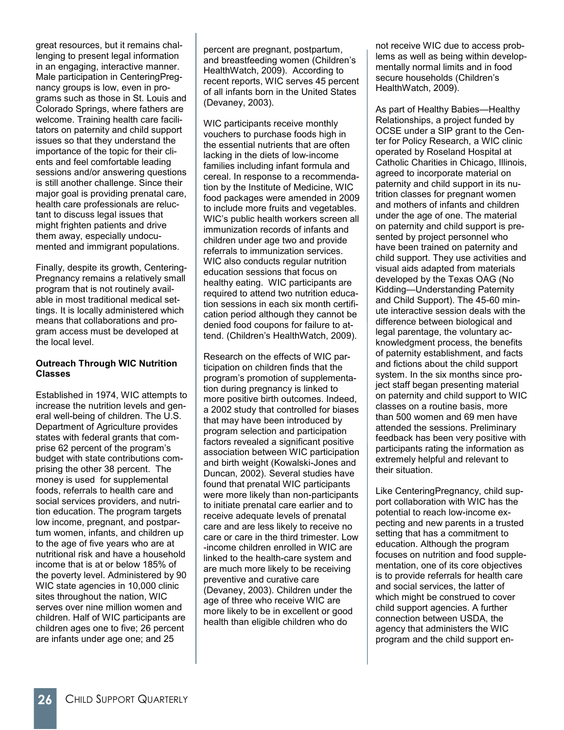great resources, but it remains challenging to present legal information in an engaging, interactive manner. Male participation in CenteringPregnancy groups is low, even in programs such as those in St. Louis and Colorado Springs, where fathers are welcome. Training health care facilitators on paternity and child support issues so that they understand the importance of the topic for their clients and feel comfortable leading sessions and/or answering questions is still another challenge. Since their major goal is providing prenatal care, health care professionals are reluctant to discuss legal issues that might frighten patients and drive them away, especially undocumented and immigrant populations.

Finally, despite its growth, CenteringPregnancy remains a relatively small program that is not routinely available in most traditional medical settings. It is locally administered which means that collaborations and program access must be developed at the local level.

**Outreach Through WIC Nutrition Classes**

Established in 1974, WIC attempts to increase the nutrition levels and general well-being of children. The U.S. Department of Agriculture provides states with federal grants that comprise 62 percent of the program's budget with state contributions comprising the other 38 percent. The money is used for supplemental foods, referrals to health care and social services providers, and nutrition education. The program targets low income, pregnant, and postpartum women, infants, and children up to the age of five years who are at nutritional risk and have a household income that is at or below 185% of the poverty level. Administered by 90 WIC state agencies in 10,000 clinic sites throughout the nation, WIC serves over nine million women and children. Half of WIC participants are children ages one to five; 26 percent are infants under age one; and 25 percent are pregnant, postpartum, and breastfeeding women (Children's HealthWatch, 2009). According to recent reports, WIC serves 45 percent of all infants born in the United States (Devaney, 2003).

WIC participants receive monthly vouchers to purchase foods high in the essential nutrients that are often lacking in the diets of low-income families including infant formula and cereal. In response to a recommendation by the Institute of Medicine, WIC food packages were amended in 2009 to include more fruits and vegetables. WIC's public health workers screen all immunization records of infants and children under age two and provide referrals to immunization services. WIC also conducts regular nutrition education sessions that focus on healthy eating. WIC participants are required to attend two nutrition education sessions in each six month certification period although they cannot be denied food coupons for failure to attend. (Children's HealthWatch, 2009).

Research on the effects of WIC participation on children finds that the program's promotion of supplementation during pregnancy is linked to more positive birth outcomes. Indeed, a 2002 study that controlled for biases that may have been introduced by program selection and participation factors revealed a significant positive association between WIC participation and birth weight (Kowalski-Jones and Duncan, 2002). Several studies have found that prenatal WIC participants were more likely than non-participants to initiate prenatal care earlier and to receive adequate levels of prenatal care and are less likely to receive no care or care in the third trimester. Low-income children enrolled in WIC are linked to the health-care system and are much more likely to be receiving preventive and curative care (Devaney, 2003). Children under the age of three who receive WIC are more likely to be in excellent or good health than eligible children who do not receive WIC due to access problems as well as being within developmentally normal limits and in food secure households (Children's HealthWatch, 2009).

As part of Healthy Babies—Healthy Relationships, a project funded by OCSE under a SIP grant to the Center for Policy Research, a WIC clinic operated by Roseland Hospital at Catholic Charities in Chicago, Illinois, agreed to incorporate material on paternity and child support in its nutrition classes for pregnant women and mothers of infants and children under the age of one. The material on paternity and child support is presented by project personnel who have been trained on paternity and child support. They use activities and visual aids adapted from materials developed by the Texas OAG (No Kidding—Understanding Paternity and Child Support). The 45-60 minute interactive session deals with the difference between biological and legal parentage, the voluntary acknowledgment process, the benefits of paternity establishment, and facts and fictions about the child support system. In the six months since project staff began presenting material on paternity and child support to WIC classes on a routine basis, more than 500 women and 69 men have attended the sessions. Preliminary feedback has been very positive with participants rating the information as extremely helpful and relevant to their situation.

Like CenteringPregnancy, child support collaboration with WIC has the potential to reach low-income expecting and new parents in a trusted setting that has a commitment to education. Although the program focuses on nutrition and food supplementation, one of its core objectives is to provide referrals for health care and social services, the latter of which might be construed to cover child support agencies. A further connection between USDA, the agency that administers the WIC program and the child support en-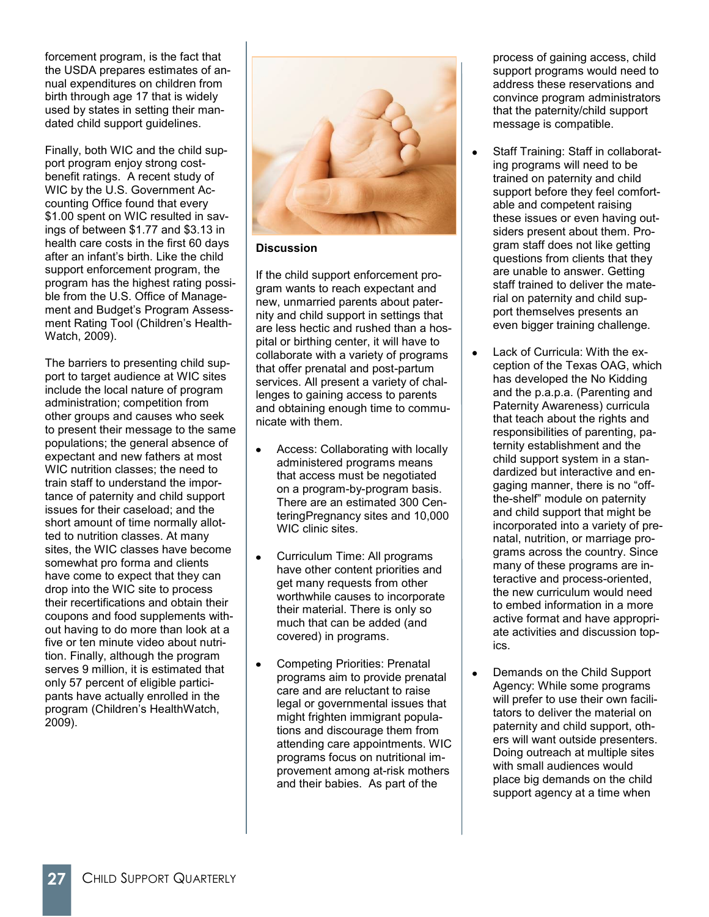forcement program, is the fact that the USDA prepares estimates of annual expenditures on children from birth through age 17 that is widely used by states in setting their mandated child support guidelines.

Finally, both WIC and the child support program enjoy strong cost-benefit ratings. A recent study of WIC by the U.S. Government Accounting Office found that every $1.00 spent on WIC resulted in savings of between $1.77 and $3.13 in health care costs in the first 60 days after an infant's birth. Like the child support enforcement program, the program has the highest rating possible from the U.S. Office of Management and Budget's Program Assessment Rating Tool (Children's HealthWatch, 2009).

The barriers to presenting child support to target audience at WIC sites include the local nature of program administration; competition from other groups and causes who seek to present their message to the same populations; the general absence of expectant and new fathers at most WIC nutrition classes; the need to train staff to understand the importance of paternity and child support issues for their caseload; and the short amount of time normally allotted to nutrition classes. At many sites, the WIC classes have become somewhat pro forma and clients have come to expect that they can drop into the WIC site to process their recertifications and obtain their coupons and food supplements without having to do more than look at a five or ten minute video about nutrition. Finally, although the program serves 9 million, it is estimated that only 57 percent of eligible participants have actually enrolled in the program (Children's HealthWatch, 2009).

**Discussion**

If the child support enforcement program wants to reach expectant and new, unmarried parents about paternity and child support in settings that are less hectic and rushed than a hospital or birthing center, it will have to collaborate with a variety of programs that offer prenatal and post-partum services. All present a variety of challenges to gaining access to parents and obtaining enough time to communicate with them.

- Access: Collaborating with locally administered programs means that access must be negotiated on a program-by-program basis. There are an estimated 300 CenteringPregnancy sites and 10,000 WIC clinic sites.
- Curriculum Time: All programs have other content priorities and get many requests from other worthwhile causes to incorporate their material. There is only so much that can be added (and covered) in programs.
- Competing Priorities: Prenatal programs aim to provide prenatal care and are reluctant to raise legal or governmental issues that might frighten immigrant populations and discourage them from attending care appointments. WIC programs focus on nutritional improvement among at-risk mothers and their babies. As part of the process of gaining access, child support programs would need to address these reservations and convince program administrators that the paternity/child support message is compatible.
- Staff Training: Staff in collaborating programs will need to be trained on paternity and child support before they feel comfortable and competent raising these issues or even having outsiders present about them. Program staff does not like getting questions from clients that they are unable to answer. Getting staff trained to deliver the material on paternity and child support themselves presents an even bigger training challenge.
- Lack of Curricula: With the exception of the Texas OAG, which has developed the No Kidding and the p.a.p.a. (Parenting and Paternity Awareness) curricula that teach about the rights and responsibilities of parenting, paternity establishment and the child support system in a standardized but interactive and engaging manner, there is no "off-the-shelf" module on paternity and child support that might be incorporated into a variety of prenatal, nutrition, or marriage programs across the country. Since many of these programs are interactive and process-oriented, the new curriculum would need to embed information in a more active format and have appropriate activities and discussion topics.
- Demands on the Child Support Agency: While some programs will prefer to use their own facilitators to deliver the material on paternity and child support, others will want outside presenters. Doing outreach at multiple sites with small audiences would place big demands on the child support agency at a time when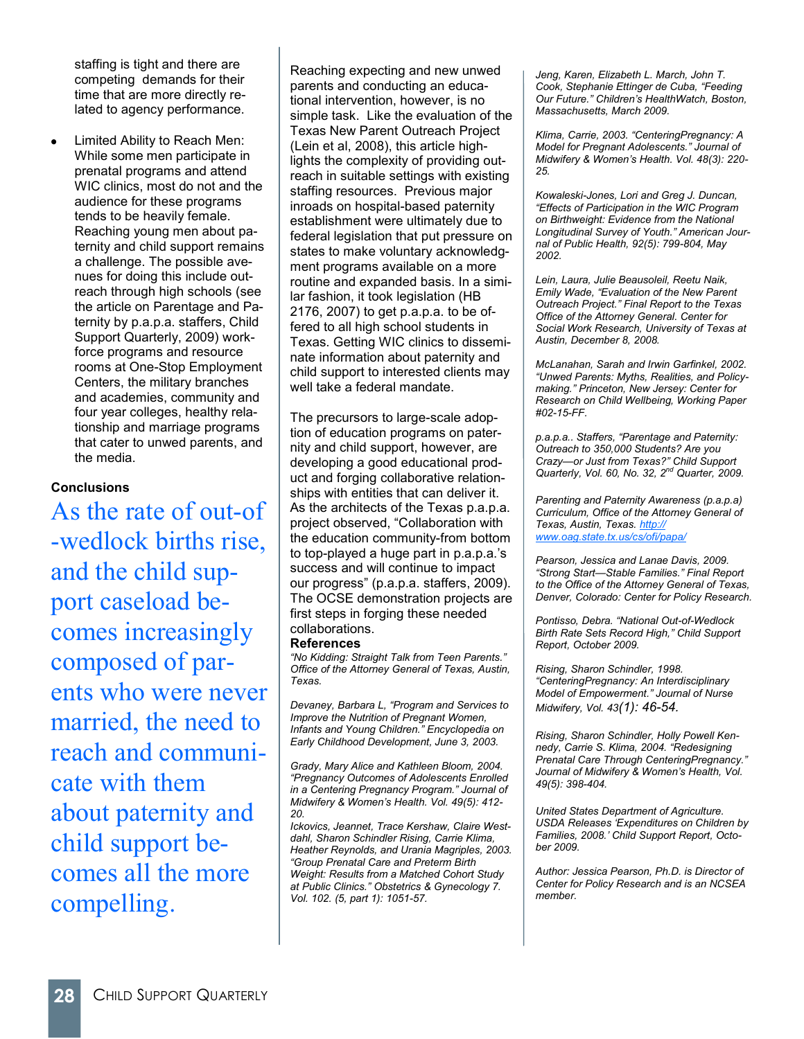staffing is tight and there are competing demands for their time that are more directly related to agency performance.

- Limited Ability to Reach Men: While some men participate in prenatal programs and attend WIC clinics, most do not and the audience for these programs tends to be heavily female. Reaching young men about paternity and child support remains a challenge. The possible avenues for doing this include outreach through high schools (see the article on Parentage and Paternity by p.a.p.a. staffers, Child Support Quarterly, 2009) workforce programs and resource rooms at One-Stop Employment Centers, the military branches and academies, community and four year colleges, healthy relationship and marriage programs that cater to unwed parents, and the media.

### Conclusions

As the rate of out-of-wedlock births rise, and the child support caseload becomes increasingly composed of parents who were never married, the need to reach and communicate with them about paternity and child support becomes all the more compelling.

Reaching expecting and new unwed parents and conducting an educational intervention, however, is no simple task. Like the evaluation of the Texas New Parent Outreach Project (Lein et al, 2008), this article highlights the complexity of providing outreach in suitable settings with existing staffing resources. Previous major inroads on hospital-based paternity establishment were ultimately due to federal legislation that put pressure on states to make voluntary acknowledgment programs available on a more routine and expanded basis. In a similar fashion, it took legislation (HB 2176, 2007) to get p.a.p.a. to be offered to all high school students in Texas. Getting WIC clinics to disseminate information about paternity and child support to interested clients may well take a federal mandate.

The precursors to large-scale adoption of education programs on paternity and child support, however, are developing a good educational product and forging collaborative relationships with entities that can deliver it. As the architects of the Texas p.a.p.a. project observed, "Collaboration with the education community-from bottom to top-played a huge part in p.a.p.a.'s success and will continue to impact our progress" (p.a.p.a. staffers, 2009). The OCSE demonstration projects are first steps in forging these needed collaborations.

### References

*"No Kidding: Straight Talk from Teen Parents." Office of the Attorney General of Texas, Austin, Texas.*

*Devaney, Barbara L, "Program and Services to Improve the Nutrition of Pregnant Women, Infants and Young Children." Encyclopedia on Early Childhood Development, June 3, 2003.*

*Grady, Mary Alice and Kathleen Bloom, 2004. "Pregnancy Outcomes of Adolescents Enrolled in a Centering Pregnancy Program." Journal of Midwifery & Women's Health. Vol. 49(5): 412-20.*

*Ickovics, Jeannet, Trace Kershaw, Claire Westdahl, Sharon Schindler Rising, Carrie Klima, Heather Reynolds, and Urania Magriples, 2003. "Group Prenatal Care and Preterm Birth Weight: Results from a Matched Cohort Study at Public Clinics." Obstetrics & Gynecology 7. Vol. 102. (5, part 1): 1051-57.*

*Jeng, Karen, Elizabeth L. March, John T. Cook, Stephanie Ettinger de Cuba, "Feeding Our Future." Children's HealthWatch, Boston, Massachusetts, March 2009.*

*Klima, Carrie, 2003. "CenteringPregnancy: A Model for Pregnant Adolescents." Journal of Midwifery & Women's Health. Vol. 48(3): 220-25.*

*Kowaleski-Jones, Lori and Greg J. Duncan, "Effects of Participation in the WIC Program on Birthweight: Evidence from the National Longitudinal Survey of Youth." American Journal of Public Health, 92(5): 799-804, May 2002.*

*Lein, Laura, Julie Beausoleil, Reetu Naik, Emily Wade, "Evaluation of the New Parent Outreach Project." Final Report to the Texas Office of the Attorney General. Center for Social Work Research, University of Texas at Austin, December 8, 2008.*

*McLanahan, Sarah and Irwin Garfinkel, 2002. "Unwed Parents: Myths, Realities, and Policy-making." Princeton, New Jersey: Center for Research on Child Wellbeing, Working Paper #02-15-FF.*

*p.a.p.a.. Staffers, "Parentage and Paternity: Outreach to 350,000 Students? Are you Crazy—or Just from Texas?" Child Support Quarterly, Vol. 60, No. 32, 2nd Quarter, 2009.*

*Parenting and Paternity Awareness (p.a.p.a) Curriculum, Office of the Attorney General of Texas, Austin, Texas. http://www.oag.state.tx.us/cs/ofi/papa/*

*Pearson, Jessica and Lanae Davis, 2009. "Strong Start—Stable Families." Final Report to the Office of the Attorney General of Texas, Denver, Colorado: Center for Policy Research.*

*Pontisso, Debra. "National Out-of-Wedlock Birth Rate Sets Record High," Child Support Report, October 2009.*

*Rising, Sharon Schindler, 1998. "CenteringPregnancy: An Interdisciplinary Model of Empowerment." Journal of Nurse Midwifery, Vol. 43(1): 46-54.*

*Rising, Sharon Schindler, Holly Powell Kennedy, Carrie S. Klima, 2004. "Redesigning Prenatal Care Through CenteringPregnancy." Journal of Midwifery & Women's Health, Vol. 49(5): 398-404.*

*United States Department of Agriculture. USDA Releases 'Expenditures on Children by Families, 2008.' Child Support Report, October 2009.*

*Author: Jessica Pearson, Ph.D. is Director of Center for Policy Research and is an NCSEA member.*